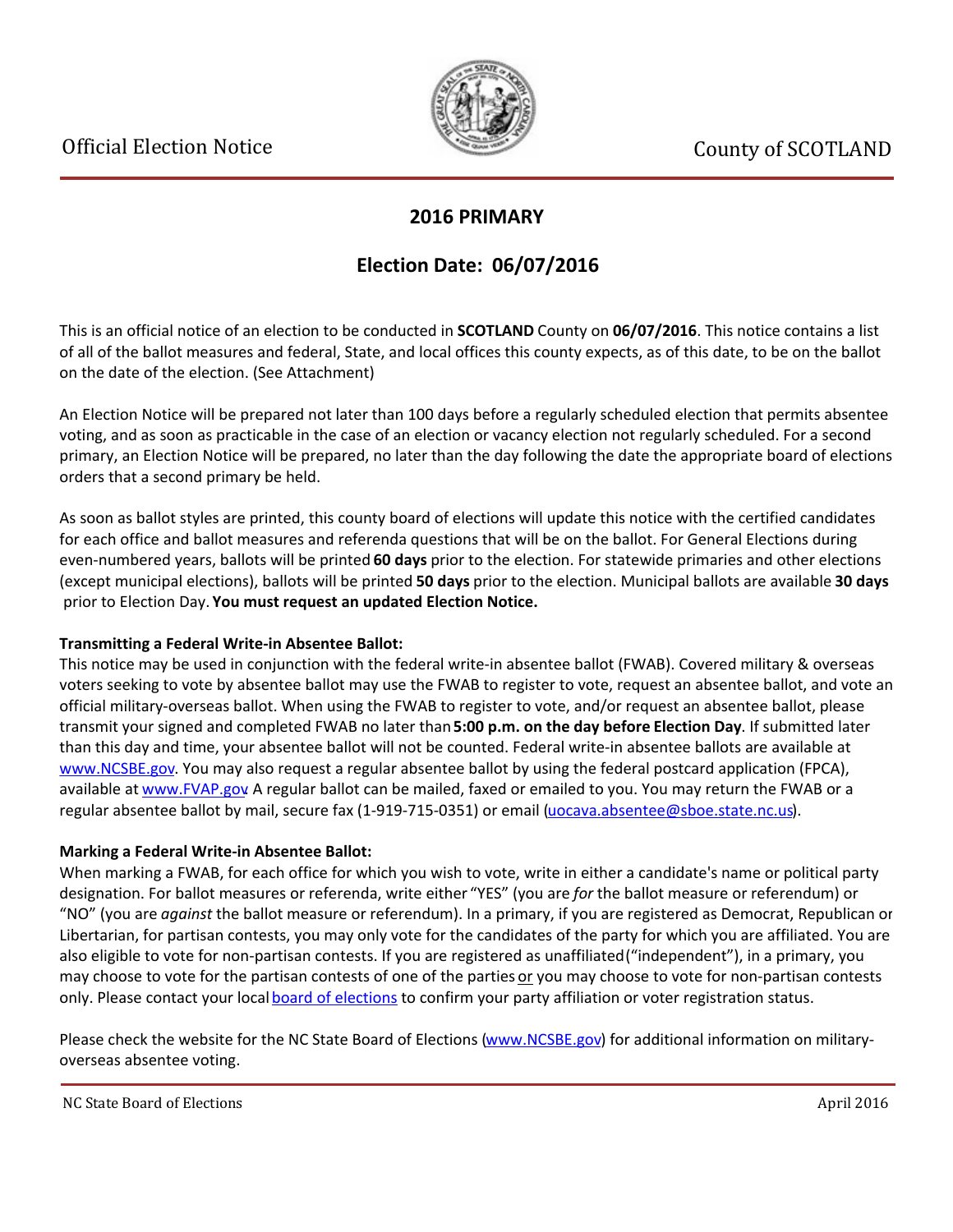Official Election Notice

County of SCOTLAND

## 2016 PRIMARY

## Election Date: 06/07/2016

This is an official notice of an election to be conducted in **SCOTLAND** County on **06/07/2016**. This notice contains a list of all of the ballot measures and federal, State, and local offices this county expects, as of this date, to be on the ballot on the date of the election. (See Attachment)

An Election Notice will be prepared not later than 100 days before a regularly scheduled election that permits absentee voting, and as soon as practicable in the case of an election or vacancy election not regularly scheduled. For a second primary, an Election Notice will be prepared, no later than the day following the date the appropriate board of elections orders that a second primary be held.

As soon as ballot styles are printed, this county board of elections will update this notice with the certified candidates for each office and ballot measures and referenda questions that will be on the ballot. For General Elections during even-numbered years, ballots will be printed **60 days** prior to the election. For statewide primaries and other elections (except municipal elections), ballots will be printed **50 days** prior to the election. Municipal ballots are available **30 days** prior to Election Day. **You must request an updated Election Notice.**

**Transmitting a Federal Write-in Absentee Ballot:**

This notice may be used in conjunction with the federal write-in absentee ballot (FWAB). Covered military & overseas voters seeking to vote by absentee ballot may use the FWAB to register to vote, request an absentee ballot, and vote an official military-overseas ballot. When using the FWAB to register to vote, and/or request an absentee ballot, please transmit your signed and completed FWAB no later than **5:00 p.m. on the day before Election Day**. If submitted later than this day and time, your absentee ballot will not be counted. Federal write-in absentee ballots are available at www.NCSBE.gov. You may also request a regular absentee ballot by using the federal postcard application (FPCA), available at www.FVAP.gov A regular ballot can be mailed, faxed or emailed to you. You may return the FWAB or a regular absentee ballot by mail, secure fax (1-919-715-0351) or email (uocava.absentee@sboe.state.nc.us).

**Marking a Federal Write-in Absentee Ballot:**

When marking a FWAB, for each office for which you wish to vote, write in either a candidate's name or political party designation. For ballot measures or referenda, write either "YES" (you are *for* the ballot measure or referendum) or "NO" (you are *against* the ballot measure or referendum). In a primary, if you are registered as Democrat, Republican or Libertarian, for partisan contests, you may only vote for the candidates of the party for which you are affiliated. You are also eligible to vote for non-partisan contests. If you are registered as unaffiliated("independent"), in a primary, you may choose to vote for the partisan contests of one of the parties or you may choose to vote for non-partisan contests only. Please contact your local board of elections to confirm your party affiliation or voter registration status.

Please check the website for the NC State Board of Elections (www.NCSBE.gov) for additional information on military-overseas absentee voting.

NC State Board of Elections April 2016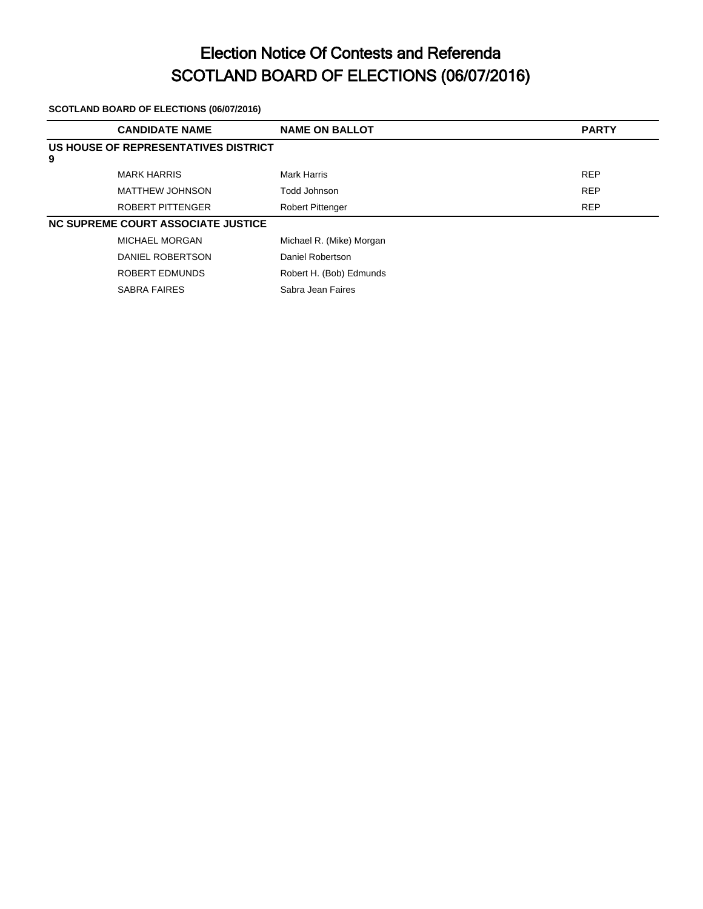# Election Notice Of Contests and Referenda
# SCOTLAND BOARD OF ELECTIONS (06/07/2016)

**SCOTLAND BOARD OF ELECTIONS (06/07/2016)**

| CANDIDATE NAME | NAME ON BALLOT | PARTY |
|---|---|---|
| **US HOUSE OF REPRESENTATIVES DISTRICT 9** | | |
| MARK HARRIS | Mark Harris | REP |
| MATTHEW JOHNSON | Todd Johnson | REP |
| ROBERT PITTENGER | Robert Pittenger | REP |
| **NC SUPREME COURT ASSOCIATE JUSTICE** | | |
| MICHAEL MORGAN | Michael R. (Mike) Morgan | |
| DANIEL ROBERTSON | Daniel Robertson | |
| ROBERT EDMUNDS | Robert H. (Bob) Edmunds | |
| SABRA FAIRES | Sabra Jean Faires | |